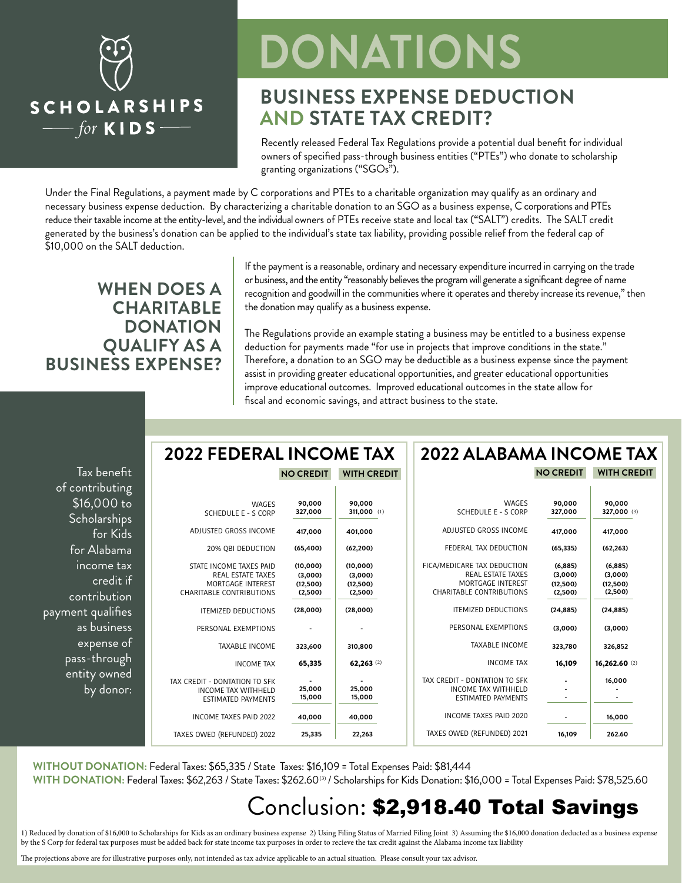# SCHOLARSHIPS for KIDS

# DONATIONS

## BUSINESS EXPENSE DEDUCTION AND STATE TAX CREDIT?

Recently released Federal Tax Regulations provide a potential dual benefit for individual owners of specified pass-through business entities ("PTEs") who donate to scholarship granting organizations ("SGOs").

Under the Final Regulations, a payment made by C corporations and PTEs to a charitable organization may qualify as an ordinary and necessary business expense deduction. By characterizing a charitable donation to an SGO as a business expense, C corporations and PTEs reduce their taxable income at the entity-level, and the individual owners of PTEs receive state and local tax ("SALT") credits. The SALT credit generated by the business's donation can be applied to the individual's state tax liability, providing possible relief from the federal cap of $10,000 on the SALT deduction.

## WHEN DOES A CHARITABLE DONATION QUALIFY AS A BUSINESS EXPENSE?

If the payment is a reasonable, ordinary and necessary expenditure incurred in carrying on the trade or business, and the entity "reasonably believes the program will generate a significant degree of name recognition and goodwill in the communities where it operates and thereby increase its revenue," then the donation may qualify as a business expense.

The Regulations provide an example stating a business may be entitled to a business expense deduction for payments made "for use in projects that improve conditions in the state." Therefore, a donation to an SGO may be deductible as a business expense since the payment assist in providing greater educational opportunities, and greater educational opportunities improve educational outcomes. Improved educational outcomes in the state allow for fiscal and economic savings, and attract business to the state.

Tax benefit of contributing $16,000 to Scholarships for Kids for Alabama income tax credit if contribution payment qualifies as business expense of pass-through entity owned by donor:

### 2022 FEDERAL INCOME TAX

| | NO CREDIT | WITH CREDIT |
|---|---|---|
| WAGES | 90,000 | 90,000 |
| SCHEDULE E - S CORP | 327,000 | 311,000 (1) |
| ADJUSTED GROSS INCOME | 417,000 | 401,000 |
| 20% QBI DEDUCTION | (65,400) | (62,200) |
| STATE INCOME TAXES PAID | (10,000) | (10,000) |
| REAL ESTATE TAXES | (3,000) | (3,000) |
| MORTGAGE INTEREST | (12,500) | (12,500) |
| CHARITABLE CONTRIBUTIONS | (2,500) | (2,500) |
| ITEMIZED DEDUCTIONS | (28,000) | (28,000) |
| PERSONAL EXEMPTIONS | - | - |
| TAXABLE INCOME | 323,600 | 310,800 |
| INCOME TAX | 65,335 | 62,263 (2) |
| TAX CREDIT - DONTATION TO SFK | - | - |
| INCOME TAX WITHHELD | 25,000 | 25,000 |
| ESTIMATED PAYMENTS | 15,000 | 15,000 |
| INCOME TAXES PAID 2022 | 40,000 | 40,000 |
| TAXES OWED (REFUNDED) 2022 | 25,335 | 22,263 |

### 2022 ALABAMA INCOME TAX

| | NO CREDIT | WITH CREDIT |
|---|---|---|
| WAGES | 90,000 | 90,000 |
| SCHEDULE E - S CORP | 327,000 | 327,000 (3) |
| ADJUSTED GROSS INCOME | 417,000 | 417,000 |
| FEDERAL TAX DEDUCTION | (65,335) | (62,263) |
| FICA/MEDICARE TAX DEDUCTION | (6,885) | (6,885) |
| REAL ESTATE TAXES | (3,000) | (3,000) |
| MORTGAGE INTEREST | (12,500) | (12,500) |
| CHARITABLE CONTRIBUTIONS | (2,500) | (2,500) |
| ITEMIZED DEDUCTIONS | (24,885) | (24,885) |
| PERSONAL EXEMPTIONS | (3,000) | (3,000) |
| TAXABLE INCOME | 323,780 | 326,852 |
| INCOME TAX | 16,109 | 16,262.60 (2) |
| TAX CREDIT - DONTATION TO SFK | - | 16,000 |
| INCOME TAX WITHHELD | - | - |
| ESTIMATED PAYMENTS | - | - |
| INCOME TAXES PAID 2020 | - | 16,000 |
| TAXES OWED (REFUNDED) 2021 | 16,109 | 262.60 |

**WITHOUT DONATION:** Federal Taxes: $65,335 / State Taxes: $16,109 = Total Expenses Paid: $81,444

**WITH DONATION:** Federal Taxes: $62,263 / State Taxes: $262.60(3) / Scholarships for Kids Donation: $16,000 = Total Expenses Paid: $78,525.60

## Conclusion: **$2,918.40 Total Savings**

1) Reduced by donation of $16,000 to Scholarships for Kids as an ordinary business expense 2) Using Filing Status of Married Filing Joint 3) Assuming the $16,000 donation deducted as a business expense by the S Corp for federal tax purposes must be added back for state income tax purposes in order to recieve the tax credit against the Alabama income tax liability

The projections above are for illustrative purposes only, not intended as tax advice applicable to an actual situation. Please consult your tax advisor.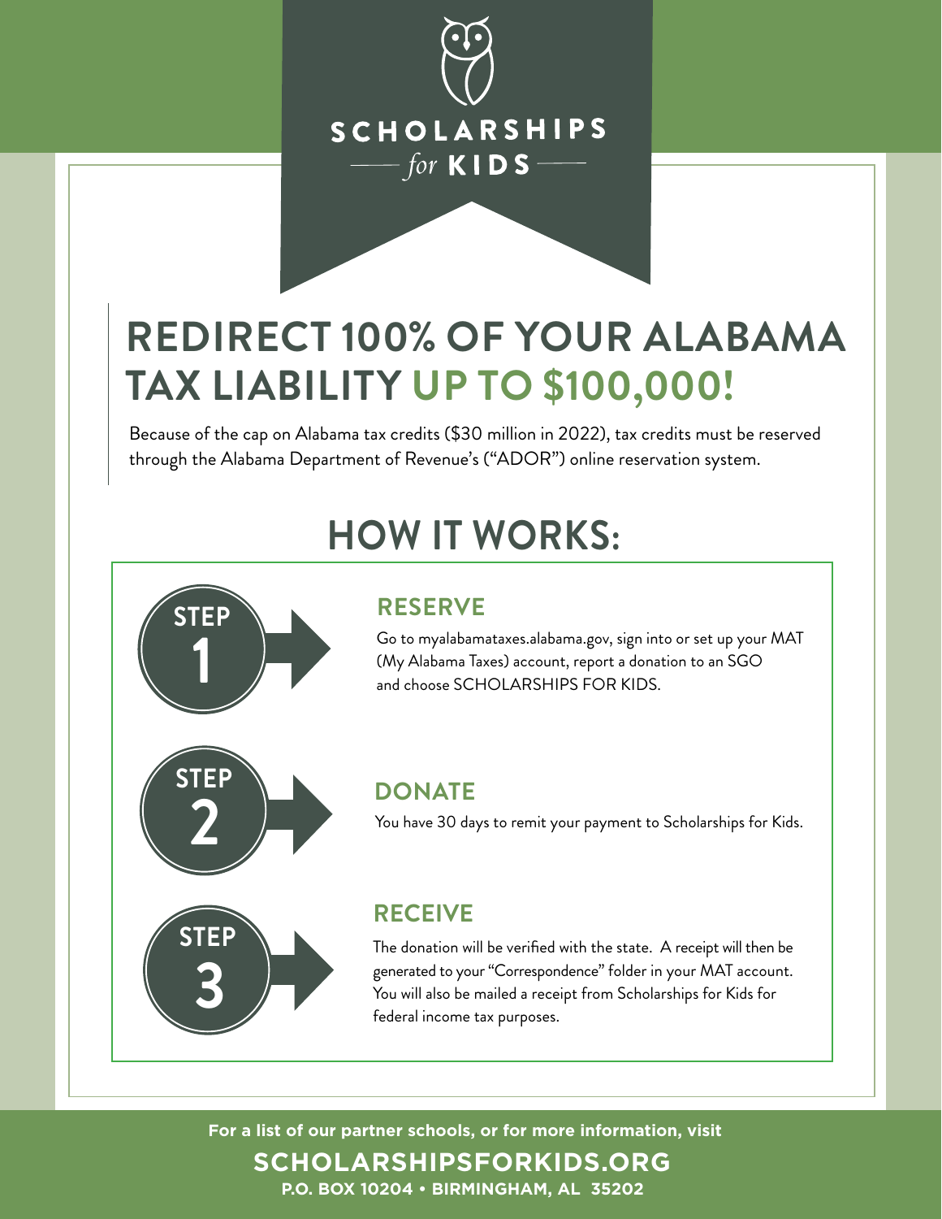SCHOLARSHIPS *for* KIDS

# REDIRECT 100% OF YOUR ALABAMA TAX LIABILITY UP TO $100,000!

Because of the cap on Alabama tax credits ($30 million in 2022), tax credits must be reserved through the Alabama Department of Revenue's ("ADOR") online reservation system.

## HOW IT WORKS:

**STEP 1**

### RESERVE

Go to myalabamataxes.alabama.gov, sign into or set up your MAT (My Alabama Taxes) account, report a donation to an SGO and choose SCHOLARSHIPS FOR KIDS.

**STEP 2**

### DONATE

You have 30 days to remit your payment to Scholarships for Kids.

**STEP 3**

### RECEIVE

The donation will be verified with the state. A receipt will then be generated to your "Correspondence" folder in your MAT account. You will also be mailed a receipt from Scholarships for Kids for federal income tax purposes.

**For a list of our partner schools, or for more information, visit**

**SCHOLARSHIPSFORKIDS.ORG**

**P.O. BOX 10204 • BIRMINGHAM, AL 35202**